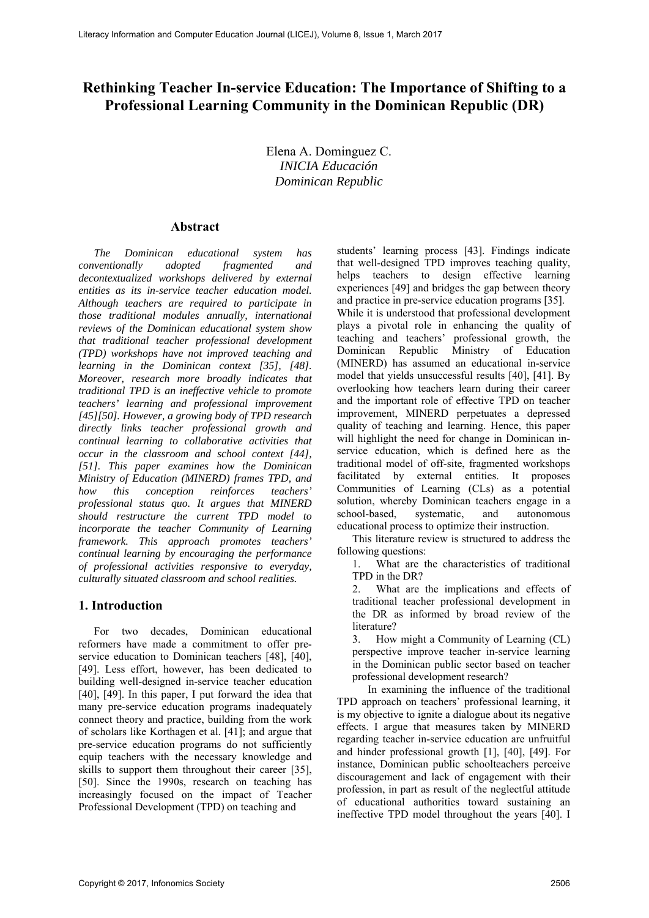# Rethinking Teacher In-service Education: The Importance of Shifting to a Professional Learning Community in the Dominican Republic (DR)

Elena A. Dominguez C.
*INICIA Educación*
*Dominican Republic*

## Abstract

*The Dominican educational system has conventionally adopted fragmented and decontextualized workshops delivered by external entities as its in-service teacher education model. Although teachers are required to participate in those traditional modules annually, international reviews of the Dominican educational system show that traditional teacher professional development (TPD) workshops have not improved teaching and learning in the Dominican context [35], [48]. Moreover, research more broadly indicates that traditional TPD is an ineffective vehicle to promote teachers' learning and professional improvement [45][50]. However, a growing body of TPD research directly links teacher professional growth and continual learning to collaborative activities that occur in the classroom and school context [44], [51]. This paper examines how the Dominican Ministry of Education (MINERD) frames TPD, and how this conception reinforces teachers' professional status quo. It argues that MINERD should restructure the current TPD model to incorporate the teacher Community of Learning framework. This approach promotes teachers' continual learning by encouraging the performance of professional activities responsive to everyday, culturally situated classroom and school realities.*

## 1. Introduction

For two decades, Dominican educational reformers have made a commitment to offer pre-service education to Dominican teachers [48], [40], [49]. Less effort, however, has been dedicated to building well-designed in-service teacher education [40], [49]. In this paper, I put forward the idea that many pre-service education programs inadequately connect theory and practice, building from the work of scholars like Korthagen et al. [41]; and argue that pre-service education programs do not sufficiently equip teachers with the necessary knowledge and skills to support them throughout their career [35], [50]. Since the 1990s, research on teaching has increasingly focused on the impact of Teacher Professional Development (TPD) on teaching and students' learning process [43]. Findings indicate that well-designed TPD improves teaching quality, helps teachers to design effective learning experiences [49] and bridges the gap between theory and practice in pre-service education programs [35].

While it is understood that professional development plays a pivotal role in enhancing the quality of teaching and teachers' professional growth, the Dominican Republic Ministry of Education (MINERD) has assumed an educational in-service model that yields unsuccessful results [40], [41]. By overlooking how teachers learn during their career and the important role of effective TPD on teacher improvement, MINERD perpetuates a depressed quality of teaching and learning. Hence, this paper will highlight the need for change in Dominican in-service education, which is defined here as the traditional model of off-site, fragmented workshops facilitated by external entities. It proposes Communities of Learning (CLs) as a potential solution, whereby Dominican teachers engage in a school-based, systematic, and autonomous educational process to optimize their instruction.

This literature review is structured to address the following questions:

1. What are the characteristics of traditional TPD in the DR?
2. What are the implications and effects of traditional teacher professional development in the DR as informed by broad review of the literature?
3. How might a Community of Learning (CL) perspective improve teacher in-service learning in the Dominican public sector based on teacher professional development research?

In examining the influence of the traditional TPD approach on teachers' professional learning, it is my objective to ignite a dialogue about its negative effects. I argue that measures taken by MINERD regarding teacher in-service education are unfruitful and hinder professional growth [1], [40], [49]. For instance, Dominican public schoolteachers perceive discouragement and lack of engagement with their profession, in part as result of the neglectful attitude of educational authorities toward sustaining an ineffective TPD model throughout the years [40]. I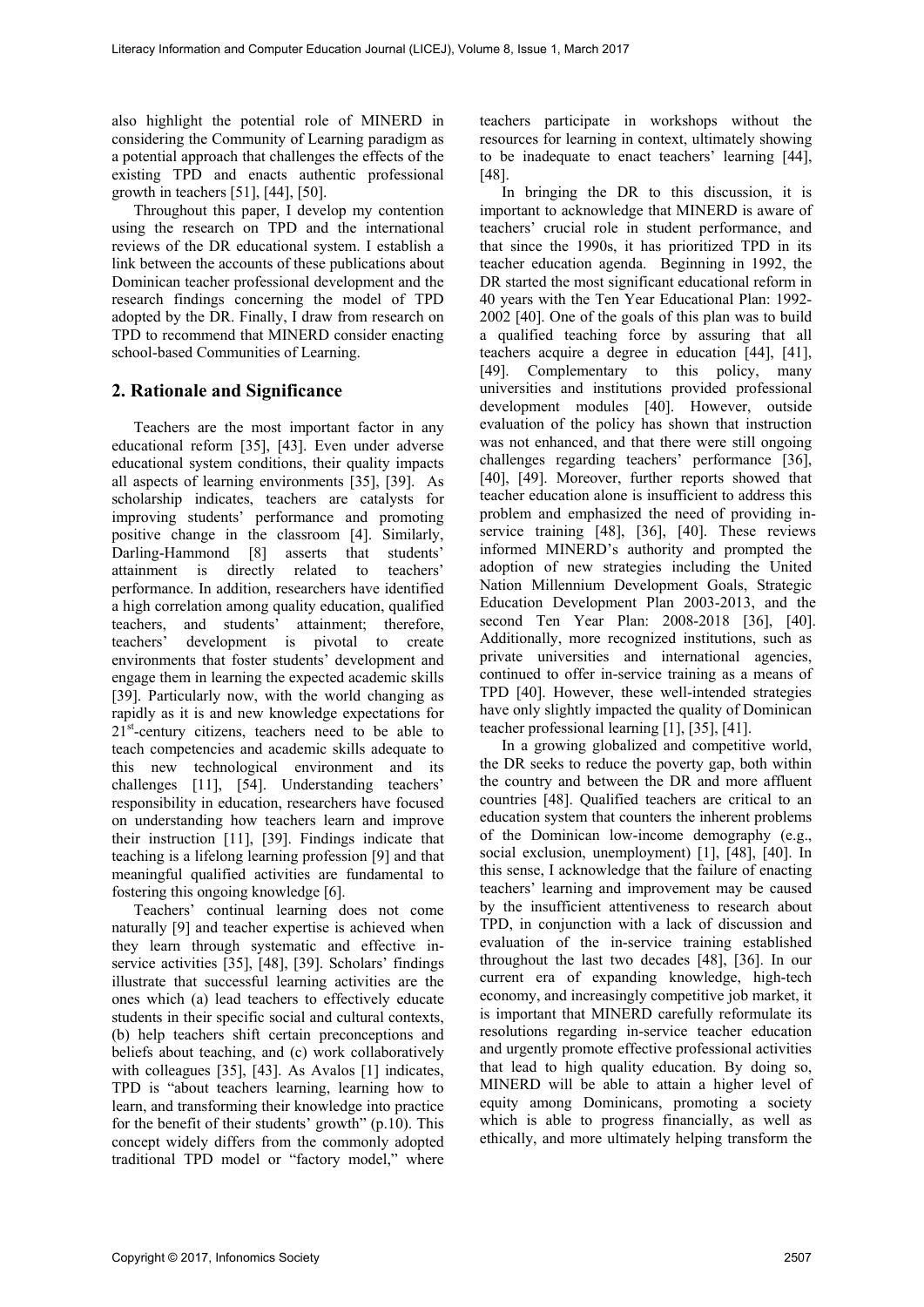also highlight the potential role of MINERD in considering the Community of Learning paradigm as a potential approach that challenges the effects of the existing TPD and enacts authentic professional growth in teachers [51], [44], [50].

Throughout this paper, I develop my contention using the research on TPD and the international reviews of the DR educational system. I establish a link between the accounts of these publications about Dominican teacher professional development and the research findings concerning the model of TPD adopted by the DR. Finally, I draw from research on TPD to recommend that MINERD consider enacting school-based Communities of Learning.

## 2. Rationale and Significance

Teachers are the most important factor in any educational reform [35], [43]. Even under adverse educational system conditions, their quality impacts all aspects of learning environments [35], [39]. As scholarship indicates, teachers are catalysts for improving students' performance and promoting positive change in the classroom [4]. Similarly, Darling-Hammond [8] asserts that students' attainment is directly related to teachers' performance. In addition, researchers have identified a high correlation among quality education, qualified teachers, and students' attainment; therefore, teachers' development is pivotal to create environments that foster students' development and engage them in learning the expected academic skills [39]. Particularly now, with the world changing as rapidly as it is and new knowledge expectations for 21st-century citizens, teachers need to be able to teach competencies and academic skills adequate to this new technological environment and its challenges [11], [54]. Understanding teachers' responsibility in education, researchers have focused on understanding how teachers learn and improve their instruction [11], [39]. Findings indicate that teaching is a lifelong learning profession [9] and that meaningful qualified activities are fundamental to fostering this ongoing knowledge [6].

Teachers' continual learning does not come naturally [9] and teacher expertise is achieved when they learn through systematic and effective in-service activities [35], [48], [39]. Scholars' findings illustrate that successful learning activities are the ones which (a) lead teachers to effectively educate students in their specific social and cultural contexts, (b) help teachers shift certain preconceptions and beliefs about teaching, and (c) work collaboratively with colleagues [35], [43]. As Avalos [1] indicates, TPD is "about teachers learning, learning how to learn, and transforming their knowledge into practice for the benefit of their students' growth" (p.10). This concept widely differs from the commonly adopted traditional TPD model or "factory model," where teachers participate in workshops without the resources for learning in context, ultimately showing to be inadequate to enact teachers' learning [44], [48].

In bringing the DR to this discussion, it is important to acknowledge that MINERD is aware of teachers' crucial role in student performance, and that since the 1990s, it has prioritized TPD in its teacher education agenda. Beginning in 1992, the DR started the most significant educational reform in 40 years with the Ten Year Educational Plan: 1992-2002 [40]. One of the goals of this plan was to build a qualified teaching force by assuring that all teachers acquire a degree in education [44], [41], [49]. Complementary to this policy, many universities and institutions provided professional development modules [40]. However, outside evaluation of the policy has shown that instruction was not enhanced, and that there were still ongoing challenges regarding teachers' performance [36], [40], [49]. Moreover, further reports showed that teacher education alone is insufficient to address this problem and emphasized the need of providing in-service training [48], [36], [40]. These reviews informed MINERD's authority and prompted the adoption of new strategies including the United Nation Millennium Development Goals, Strategic Education Development Plan 2003-2013, and the second Ten Year Plan: 2008-2018 [36], [40]. Additionally, more recognized institutions, such as private universities and international agencies, continued to offer in-service training as a means of TPD [40]. However, these well-intended strategies have only slightly impacted the quality of Dominican teacher professional learning [1], [35], [41].

In a growing globalized and competitive world, the DR seeks to reduce the poverty gap, both within the country and between the DR and more affluent countries [48]. Qualified teachers are critical to an education system that counters the inherent problems of the Dominican low-income demography (e.g., social exclusion, unemployment) [1], [48], [40]. In this sense, I acknowledge that the failure of enacting teachers' learning and improvement may be caused by the insufficient attentiveness to research about TPD, in conjunction with a lack of discussion and evaluation of the in-service training established throughout the last two decades [48], [36]. In our current era of expanding knowledge, high-tech economy, and increasingly competitive job market, it is important that MINERD carefully reformulate its resolutions regarding in-service teacher education and urgently promote effective professional activities that lead to high quality education. By doing so, MINERD will be able to attain a higher level of equity among Dominicans, promoting a society which is able to progress financially, as well as ethically, and more ultimately helping transform the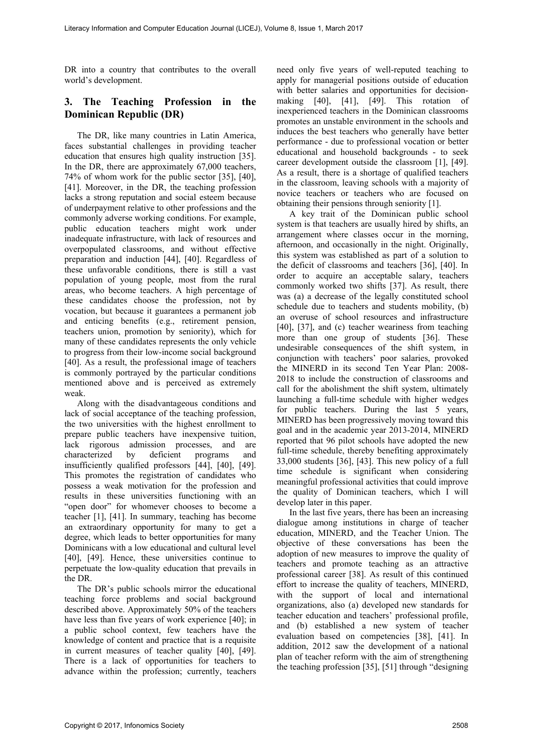DR into a country that contributes to the overall world's development.

## 3. The Teaching Profession in the Dominican Republic (DR)

The DR, like many countries in Latin America, faces substantial challenges in providing teacher education that ensures high quality instruction [35]. In the DR, there are approximately 67,000 teachers, 74% of whom work for the public sector [35], [40], [41]. Moreover, in the DR, the teaching profession lacks a strong reputation and social esteem because of underpayment relative to other professions and the commonly adverse working conditions. For example, public education teachers might work under inadequate infrastructure, with lack of resources and overpopulated classrooms, and without effective preparation and induction [44], [40]. Regardless of these unfavorable conditions, there is still a vast population of young people, most from the rural areas, who become teachers. A high percentage of these candidates choose the profession, not by vocation, but because it guarantees a permanent job and enticing benefits (e.g., retirement pension, teachers union, promotion by seniority), which for many of these candidates represents the only vehicle to progress from their low-income social background [40]. As a result, the professional image of teachers is commonly portrayed by the particular conditions mentioned above and is perceived as extremely weak.

Along with the disadvantageous conditions and lack of social acceptance of the teaching profession, the two universities with the highest enrollment to prepare public teachers have inexpensive tuition, lack rigorous admission processes, and are characterized by deficient programs and insufficiently qualified professors [44], [40], [49]. This promotes the registration of candidates who possess a weak motivation for the profession and results in these universities functioning with an "open door" for whomever chooses to become a teacher [1], [41]. In summary, teaching has become an extraordinary opportunity for many to get a degree, which leads to better opportunities for many Dominicans with a low educational and cultural level [40], [49]. Hence, these universities continue to perpetuate the low-quality education that prevails in the DR.

The DR's public schools mirror the educational teaching force problems and social background described above. Approximately 50% of the teachers have less than five years of work experience [40]; in a public school context, few teachers have the knowledge of content and practice that is a requisite in current measures of teacher quality [40], [49]. There is a lack of opportunities for teachers to advance within the profession; currently, teachers need only five years of well-reputed teaching to apply for managerial positions outside of education with better salaries and opportunities for decision-making [40], [41], [49]. This rotation of inexperienced teachers in the Dominican classrooms promotes an unstable environment in the schools and induces the best teachers who generally have better performance - due to professional vocation or better educational and household backgrounds - to seek career development outside the classroom [1], [49]. As a result, there is a shortage of qualified teachers in the classroom, leaving schools with a majority of novice teachers or teachers who are focused on obtaining their pensions through seniority [1].

A key trait of the Dominican public school system is that teachers are usually hired by shifts, an arrangement where classes occur in the morning, afternoon, and occasionally in the night. Originally, this system was established as part of a solution to the deficit of classrooms and teachers [36], [40]. In order to acquire an acceptable salary, teachers commonly worked two shifts [37]. As result, there was (a) a decrease of the legally constituted school schedule due to teachers and students mobility, (b) an overuse of school resources and infrastructure [40], [37], and (c) teacher weariness from teaching more than one group of students [36]. These undesirable consequences of the shift system, in conjunction with teachers' poor salaries, provoked the MINERD in its second Ten Year Plan: 2008-2018 to include the construction of classrooms and call for the abolishment the shift system, ultimately launching a full-time schedule with higher wedges for public teachers. During the last 5 years, MINERD has been progressively moving toward this goal and in the academic year 2013-2014, MINERD reported that 96 pilot schools have adopted the new full-time schedule, thereby benefiting approximately 33,000 students [36], [43]. This new policy of a full time schedule is significant when considering meaningful professional activities that could improve the quality of Dominican teachers, which I will develop later in this paper.

In the last five years, there has been an increasing dialogue among institutions in charge of teacher education, MINERD, and the Teacher Union. The objective of these conversations has been the adoption of new measures to improve the quality of teachers and promote teaching as an attractive professional career [38]. As result of this continued effort to increase the quality of teachers, MINERD, with the support of local and international organizations, also (a) developed new standards for teacher education and teachers' professional profile, and (b) established a new system of teacher evaluation based on competencies [38], [41]. In addition, 2012 saw the development of a national plan of teacher reform with the aim of strengthening the teaching profession [35], [51] through "designing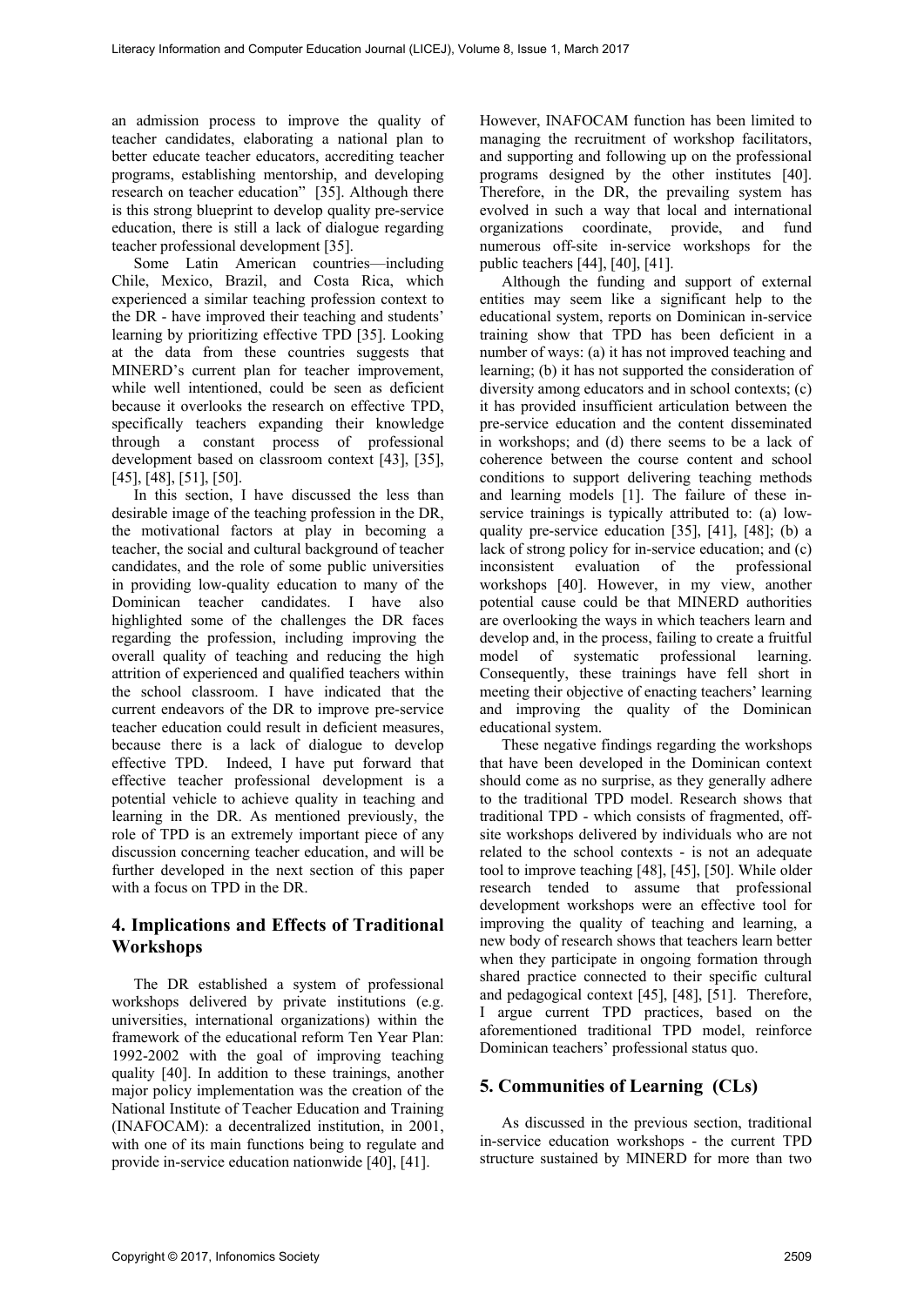an admission process to improve the quality of teacher candidates, elaborating a national plan to better educate teacher educators, accrediting teacher programs, establishing mentorship, and developing research on teacher education" [35]. Although there is this strong blueprint to develop quality pre-service education, there is still a lack of dialogue regarding teacher professional development [35].

Some Latin American countries—including Chile, Mexico, Brazil, and Costa Rica, which experienced a similar teaching profession context to the DR - have improved their teaching and students' learning by prioritizing effective TPD [35]. Looking at the data from these countries suggests that MINERD's current plan for teacher improvement, while well intentioned, could be seen as deficient because it overlooks the research on effective TPD, specifically teachers expanding their knowledge through a constant process of professional development based on classroom context [43], [35], [45], [48], [51], [50].

In this section, I have discussed the less than desirable image of the teaching profession in the DR, the motivational factors at play in becoming a teacher, the social and cultural background of teacher candidates, and the role of some public universities in providing low-quality education to many of the Dominican teacher candidates. I have also highlighted some of the challenges the DR faces regarding the profession, including improving the overall quality of teaching and reducing the high attrition of experienced and qualified teachers within the school classroom. I have indicated that the current endeavors of the DR to improve pre-service teacher education could result in deficient measures, because there is a lack of dialogue to develop effective TPD. Indeed, I have put forward that effective teacher professional development is a potential vehicle to achieve quality in teaching and learning in the DR. As mentioned previously, the role of TPD is an extremely important piece of any discussion concerning teacher education, and will be further developed in the next section of this paper with a focus on TPD in the DR.

## 4. Implications and Effects of Traditional Workshops

The DR established a system of professional workshops delivered by private institutions (e.g. universities, international organizations) within the framework of the educational reform Ten Year Plan: 1992-2002 with the goal of improving teaching quality [40]. In addition to these trainings, another major policy implementation was the creation of the National Institute of Teacher Education and Training (INAFOCAM): a decentralized institution, in 2001, with one of its main functions being to regulate and provide in-service education nationwide [40], [41]. However, INAFOCAM function has been limited to managing the recruitment of workshop facilitators, and supporting and following up on the professional programs designed by the other institutes [40]. Therefore, in the DR, the prevailing system has evolved in such a way that local and international organizations coordinate, provide, and fund numerous off-site in-service workshops for the public teachers [44], [40], [41].

Although the funding and support of external entities may seem like a significant help to the educational system, reports on Dominican in-service training show that TPD has been deficient in a number of ways: (a) it has not improved teaching and learning; (b) it has not supported the consideration of diversity among educators and in school contexts; (c) it has provided insufficient articulation between the pre-service education and the content disseminated in workshops; and (d) there seems to be a lack of coherence between the course content and school conditions to support delivering teaching methods and learning models [1]. The failure of these in-service trainings is typically attributed to: (a) low-quality pre-service education [35], [41], [48]; (b) a lack of strong policy for in-service education; and (c) inconsistent evaluation of the professional workshops [40]. However, in my view, another potential cause could be that MINERD authorities are overlooking the ways in which teachers learn and develop and, in the process, failing to create a fruitful model of systematic professional learning. Consequently, these trainings have fell short in meeting their objective of enacting teachers' learning and improving the quality of the Dominican educational system.

These negative findings regarding the workshops that have been developed in the Dominican context should come as no surprise, as they generally adhere to the traditional TPD model. Research shows that traditional TPD - which consists of fragmented, off-site workshops delivered by individuals who are not related to the school contexts - is not an adequate tool to improve teaching [48], [45], [50]. While older research tended to assume that professional development workshops were an effective tool for improving the quality of teaching and learning, a new body of research shows that teachers learn better when they participate in ongoing formation through shared practice connected to their specific cultural and pedagogical context [45], [48], [51]. Therefore, I argue current TPD practices, based on the aforementioned traditional TPD model, reinforce Dominican teachers' professional status quo.

## 5. Communities of Learning (CLs)

As discussed in the previous section, traditional in-service education workshops - the current TPD structure sustained by MINERD for more than two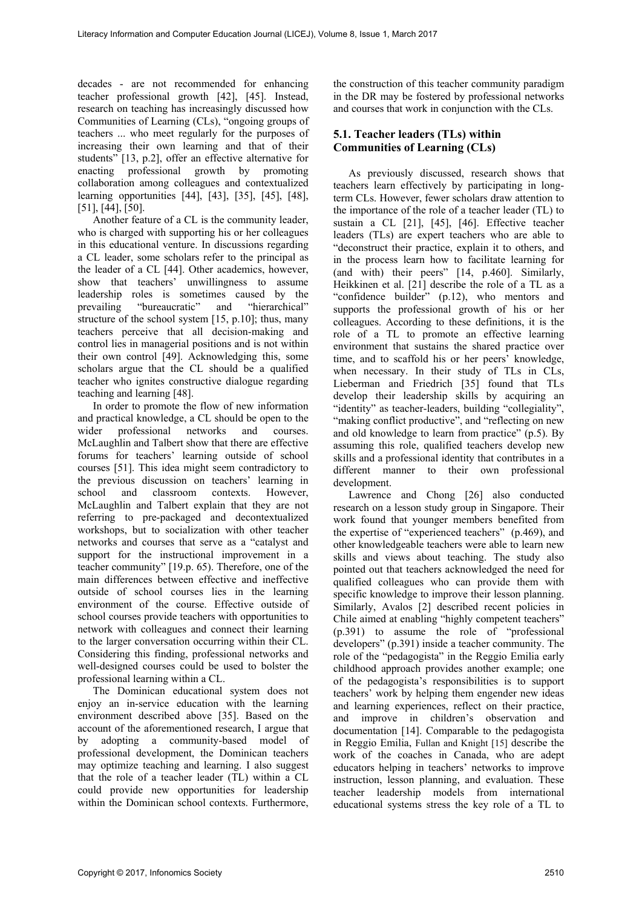decades - are not recommended for enhancing teacher professional growth [42], [45]. Instead, research on teaching has increasingly discussed how Communities of Learning (CLs), "ongoing groups of teachers ... who meet regularly for the purposes of increasing their own learning and that of their students" [13, p.2], offer an effective alternative for enacting professional growth by promoting collaboration among colleagues and contextualized learning opportunities [44], [43], [35], [45], [48], [51], [44], [50].

Another feature of a CL is the community leader, who is charged with supporting his or her colleagues in this educational venture. In discussions regarding a CL leader, some scholars refer to the principal as the leader of a CL [44]. Other academics, however, show that teachers' unwillingness to assume leadership roles is sometimes caused by the prevailing "bureaucratic" and "hierarchical" structure of the school system [15, p.10]; thus, many teachers perceive that all decision-making and control lies in managerial positions and is not within their own control [49]. Acknowledging this, some scholars argue that the CL should be a qualified teacher who ignites constructive dialogue regarding teaching and learning [48].

In order to promote the flow of new information and practical knowledge, a CL should be open to the wider professional networks and courses. McLaughlin and Talbert show that there are effective forums for teachers' learning outside of school courses [51]. This idea might seem contradictory to the previous discussion on teachers' learning in school and classroom contexts. However, McLaughlin and Talbert explain that they are not referring to pre-packaged and decontextualized workshops, but to socialization with other teacher networks and courses that serve as a "catalyst and support for the instructional improvement in a teacher community" [19.p. 65). Therefore, one of the main differences between effective and ineffective outside of school courses lies in the learning environment of the course. Effective outside of school courses provide teachers with opportunities to network with colleagues and connect their learning to the larger conversation occurring within their CL. Considering this finding, professional networks and well-designed courses could be used to bolster the professional learning within a CL.

The Dominican educational system does not enjoy an in-service education with the learning environment described above [35]. Based on the account of the aforementioned research, I argue that by adopting a community-based model of professional development, the Dominican teachers may optimize teaching and learning. I also suggest that the role of a teacher leader (TL) within a CL could provide new opportunities for leadership within the Dominican school contexts. Furthermore, the construction of this teacher community paradigm in the DR may be fostered by professional networks and courses that work in conjunction with the CLs.

### 5.1. Teacher leaders (TLs) within Communities of Learning (CLs)

As previously discussed, research shows that teachers learn effectively by participating in long-term CLs. However, fewer scholars draw attention to the importance of the role of a teacher leader (TL) to sustain a CL [21], [45], [46]. Effective teacher leaders (TLs) are expert teachers who are able to "deconstruct their practice, explain it to others, and in the process learn how to facilitate learning for (and with) their peers" [14, p.460]. Similarly, Heikkinen et al. [21] describe the role of a TL as a "confidence builder" (p.12), who mentors and supports the professional growth of his or her colleagues. According to these definitions, it is the role of a TL to promote an effective learning environment that sustains the shared practice over time, and to scaffold his or her peers' knowledge, when necessary. In their study of TLs in CLs, Lieberman and Friedrich [35] found that TLs develop their leadership skills by acquiring an "identity" as teacher-leaders, building "collegiality", "making conflict productive", and "reflecting on new and old knowledge to learn from practice" (p.5). By assuming this role, qualified teachers develop new skills and a professional identity that contributes in a different manner to their own professional development.

Lawrence and Chong [26] also conducted research on a lesson study group in Singapore. Their work found that younger members benefited from the expertise of "experienced teachers" (p.469), and other knowledgeable teachers were able to learn new skills and views about teaching. The study also pointed out that teachers acknowledged the need for qualified colleagues who can provide them with specific knowledge to improve their lesson planning. Similarly, Avalos [2] described recent policies in Chile aimed at enabling "highly competent teachers" (p.391) to assume the role of "professional developers" (p.391) inside a teacher community. The role of the "pedagogista" in the Reggio Emilia early childhood approach provides another example; one of the pedagogista's responsibilities is to support teachers' work by helping them engender new ideas and learning experiences, reflect on their practice, and improve in children's observation and documentation [14]. Comparable to the pedagogista in Reggio Emilia, Fullan and Knight [15] describe the work of the coaches in Canada, who are adept educators helping in teachers' networks to improve instruction, lesson planning, and evaluation. These teacher leadership models from international educational systems stress the key role of a TL to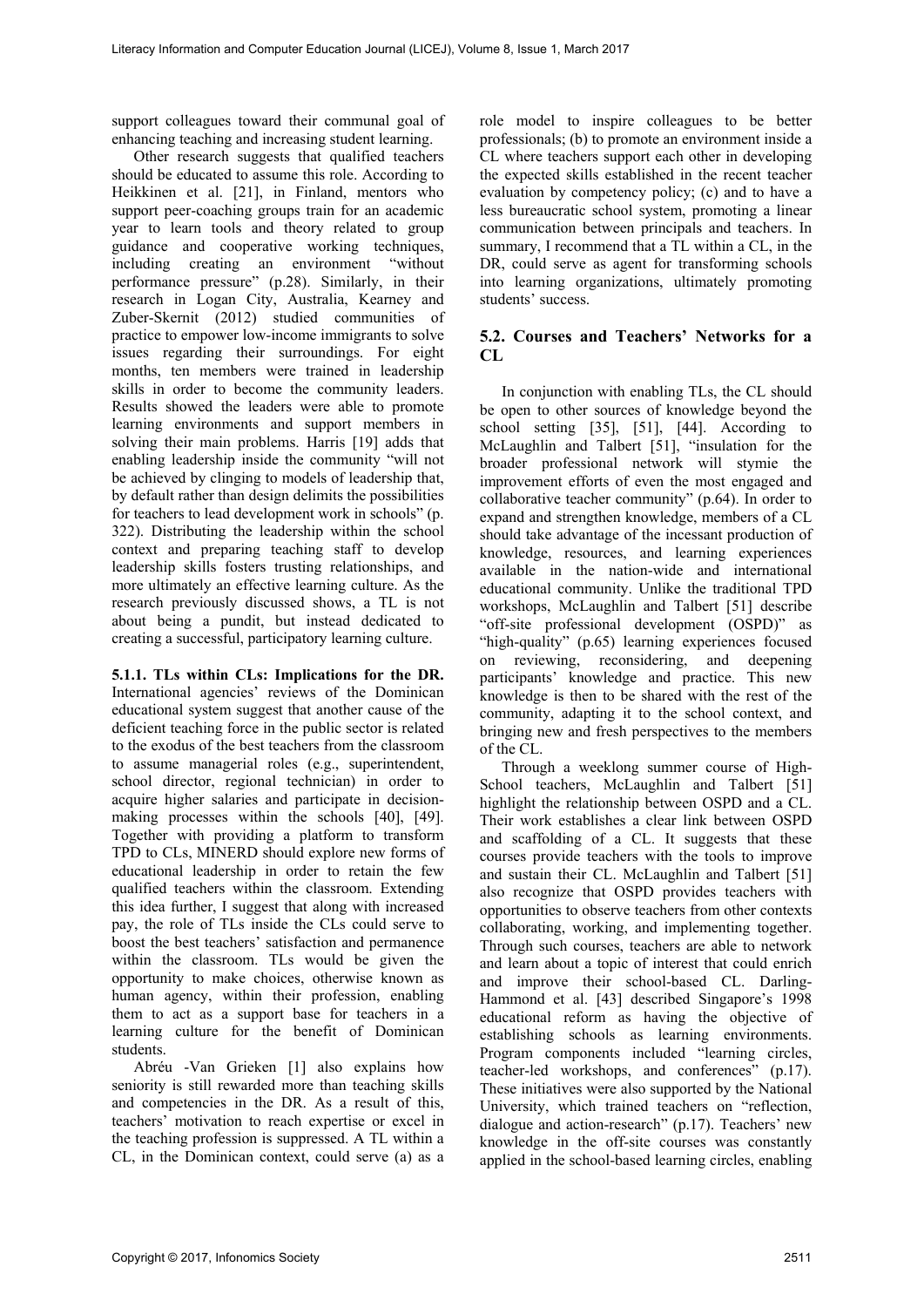support colleagues toward their communal goal of enhancing teaching and increasing student learning.

Other research suggests that qualified teachers should be educated to assume this role. According to Heikkinen et al. [21], in Finland, mentors who support peer-coaching groups train for an academic year to learn tools and theory related to group guidance and cooperative working techniques, including creating an environment "without performance pressure" (p.28). Similarly, in their research in Logan City, Australia, Kearney and Zuber-Skernit (2012) studied communities of practice to empower low-income immigrants to solve issues regarding their surroundings. For eight months, ten members were trained in leadership skills in order to become the community leaders. Results showed the leaders were able to promote learning environments and support members in solving their main problems. Harris [19] adds that enabling leadership inside the community "will not be achieved by clinging to models of leadership that, by default rather than design delimits the possibilities for teachers to lead development work in schools" (p. 322). Distributing the leadership within the school context and preparing teaching staff to develop leadership skills fosters trusting relationships, and more ultimately an effective learning culture. As the research previously discussed shows, a TL is not about being a pundit, but instead dedicated to creating a successful, participatory learning culture.

**5.1.1. TLs within CLs: Implications for the DR.** International agencies' reviews of the Dominican educational system suggest that another cause of the deficient teaching force in the public sector is related to the exodus of the best teachers from the classroom to assume managerial roles (e.g., superintendent, school director, regional technician) in order to acquire higher salaries and participate in decision-making processes within the schools [40], [49]. Together with providing a platform to transform TPD to CLs, MINERD should explore new forms of educational leadership in order to retain the few qualified teachers within the classroom. Extending this idea further, I suggest that along with increased pay, the role of TLs inside the CLs could serve to boost the best teachers' satisfaction and permanence within the classroom. TLs would be given the opportunity to make choices, otherwise known as human agency, within their profession, enabling them to act as a support base for teachers in a learning culture for the benefit of Dominican students.

Abréu -Van Grieken [1] also explains how seniority is still rewarded more than teaching skills and competencies in the DR. As a result of this, teachers' motivation to reach expertise or excel in the teaching profession is suppressed. A TL within a CL, in the Dominican context, could serve (a) as a role model to inspire colleagues to be better professionals; (b) to promote an environment inside a CL where teachers support each other in developing the expected skills established in the recent teacher evaluation by competency policy; (c) and to have a less bureaucratic school system, promoting a linear communication between principals and teachers. In summary, I recommend that a TL within a CL, in the DR, could serve as agent for transforming schools into learning organizations, ultimately promoting students' success.

### 5.2. Courses and Teachers' Networks for a CL

In conjunction with enabling TLs, the CL should be open to other sources of knowledge beyond the school setting [35], [51], [44]. According to McLaughlin and Talbert [51], "insulation for the broader professional network will stymie the improvement efforts of even the most engaged and collaborative teacher community" (p.64). In order to expand and strengthen knowledge, members of a CL should take advantage of the incessant production of knowledge, resources, and learning experiences available in the nation-wide and international educational community. Unlike the traditional TPD workshops, McLaughlin and Talbert [51] describe "off-site professional development (OSPD)" as "high-quality" (p.65) learning experiences focused on reviewing, reconsidering, and deepening participants' knowledge and practice. This new knowledge is then to be shared with the rest of the community, adapting it to the school context, and bringing new and fresh perspectives to the members of the CL.

Through a weeklong summer course of High-School teachers, McLaughlin and Talbert [51] highlight the relationship between OSPD and a CL. Their work establishes a clear link between OSPD and scaffolding of a CL. It suggests that these courses provide teachers with the tools to improve and sustain their CL. McLaughlin and Talbert [51] also recognize that OSPD provides teachers with opportunities to observe teachers from other contexts collaborating, working, and implementing together. Through such courses, teachers are able to network and learn about a topic of interest that could enrich and improve their school-based CL. Darling-Hammond et al. [43] described Singapore's 1998 educational reform as having the objective of establishing schools as learning environments. Program components included "learning circles, teacher-led workshops, and conferences" (p.17). These initiatives were also supported by the National University, which trained teachers on "reflection, dialogue and action-research" (p.17). Teachers' new knowledge in the off-site courses was constantly applied in the school-based learning circles, enabling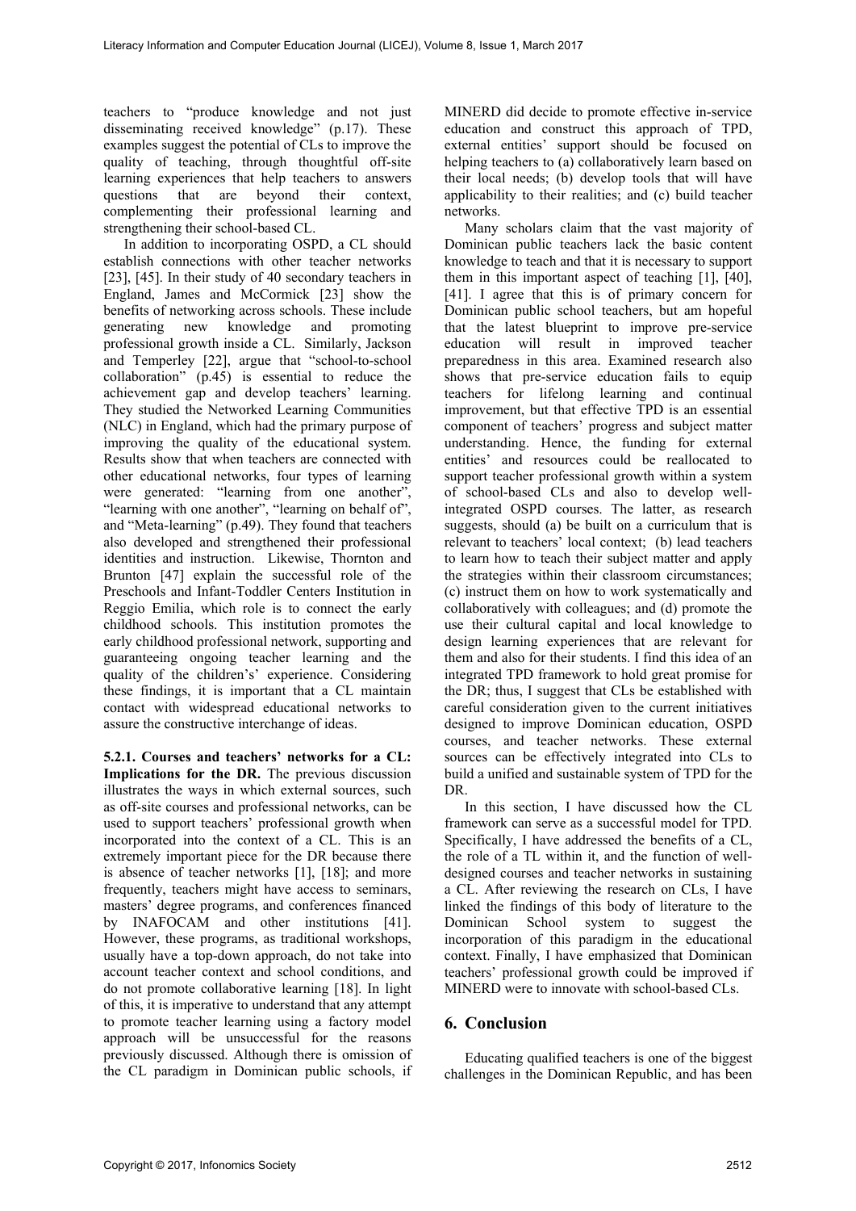teachers to "produce knowledge and not just disseminating received knowledge" (p.17). These examples suggest the potential of CLs to improve the quality of teaching, through thoughtful off-site learning experiences that help teachers to answers questions that are beyond their context, complementing their professional learning and strengthening their school-based CL.

In addition to incorporating OSPD, a CL should establish connections with other teacher networks [23], [45]. In their study of 40 secondary teachers in England, James and McCormick [23] show the benefits of networking across schools. These include generating new knowledge and promoting professional growth inside a CL. Similarly, Jackson and Temperley [22], argue that "school-to-school collaboration" (p.45) is essential to reduce the achievement gap and develop teachers' learning. They studied the Networked Learning Communities (NLC) in England, which had the primary purpose of improving the quality of the educational system. Results show that when teachers are connected with other educational networks, four types of learning were generated: "learning from one another", "learning with one another", "learning on behalf of", and "Meta-learning" (p.49). They found that teachers also developed and strengthened their professional identities and instruction. Likewise, Thornton and Brunton [47] explain the successful role of the Preschools and Infant-Toddler Centers Institution in Reggio Emilia, which role is to connect the early childhood schools. This institution promotes the early childhood professional network, supporting and guaranteeing ongoing teacher learning and the quality of the children's' experience. Considering these findings, it is important that a CL maintain contact with widespread educational networks to assure the constructive interchange of ideas.

**5.2.1. Courses and teachers' networks for a CL: Implications for the DR.** The previous discussion illustrates the ways in which external sources, such as off-site courses and professional networks, can be used to support teachers' professional growth when incorporated into the context of a CL. This is an extremely important piece for the DR because there is absence of teacher networks [1], [18]; and more frequently, teachers might have access to seminars, masters' degree programs, and conferences financed by INAFOCAM and other institutions [41]. However, these programs, as traditional workshops, usually have a top-down approach, do not take into account teacher context and school conditions, and do not promote collaborative learning [18]. In light of this, it is imperative to understand that any attempt to promote teacher learning using a factory model approach will be unsuccessful for the reasons previously discussed. Although there is omission of the CL paradigm in Dominican public schools, if MINERD did decide to promote effective in-service education and construct this approach of TPD, external entities' support should be focused on helping teachers to (a) collaboratively learn based on their local needs; (b) develop tools that will have applicability to their realities; and (c) build teacher networks.

Many scholars claim that the vast majority of Dominican public teachers lack the basic content knowledge to teach and that it is necessary to support them in this important aspect of teaching [1], [40], [41]. I agree that this is of primary concern for Dominican public school teachers, but am hopeful that the latest blueprint to improve pre-service education will result in improved teacher preparedness in this area. Examined research also shows that pre-service education fails to equip teachers for lifelong learning and continual improvement, but that effective TPD is an essential component of teachers' progress and subject matter understanding. Hence, the funding for external entities' and resources could be reallocated to support teacher professional growth within a system of school-based CLs and also to develop well-integrated OSPD courses. The latter, as research suggests, should (a) be built on a curriculum that is relevant to teachers' local context; (b) lead teachers to learn how to teach their subject matter and apply the strategies within their classroom circumstances; (c) instruct them on how to work systematically and collaboratively with colleagues; and (d) promote the use their cultural capital and local knowledge to design learning experiences that are relevant for them and also for their students. I find this idea of an integrated TPD framework to hold great promise for the DR; thus, I suggest that CLs be established with careful consideration given to the current initiatives designed to improve Dominican education, OSPD courses, and teacher networks. These external sources can be effectively integrated into CLs to build a unified and sustainable system of TPD for the DR.

In this section, I have discussed how the CL framework can serve as a successful model for TPD. Specifically, I have addressed the benefits of a CL, the role of a TL within it, and the function of well-designed courses and teacher networks in sustaining a CL. After reviewing the research on CLs, I have linked the findings of this body of literature to the Dominican School system to suggest the incorporation of this paradigm in the educational context. Finally, I have emphasized that Dominican teachers' professional growth could be improved if MINERD were to innovate with school-based CLs.

## 6. Conclusion

Educating qualified teachers is one of the biggest challenges in the Dominican Republic, and has been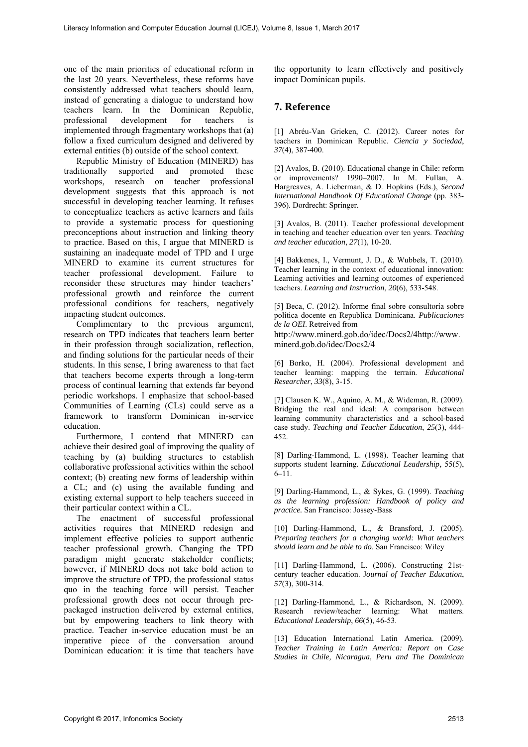one of the main priorities of educational reform in the last 20 years. Nevertheless, these reforms have consistently addressed what teachers should learn, instead of generating a dialogue to understand how teachers learn. In the Dominican Republic, professional development for teachers is implemented through fragmentary workshops that (a) follow a fixed curriculum designed and delivered by external entities (b) outside of the school context.

Republic Ministry of Education (MINERD) has traditionally supported and promoted these workshops, research on teacher professional development suggests that this approach is not successful in developing teacher learning. It refuses to conceptualize teachers as active learners and fails to provide a systematic process for questioning preconceptions about instruction and linking theory to practice. Based on this, I argue that MINERD is sustaining an inadequate model of TPD and I urge MINERD to examine its current structures for teacher professional development. Failure to reconsider these structures may hinder teachers' professional growth and reinforce the current professional conditions for teachers, negatively impacting student outcomes.

Complimentary to the previous argument, research on TPD indicates that teachers learn better in their profession through socialization, reflection, and finding solutions for the particular needs of their students. In this sense, I bring awareness to that fact that teachers become experts through a long-term process of continual learning that extends far beyond periodic workshops. I emphasize that school-based Communities of Learning (CLs) could serve as a framework to transform Dominican in-service education.

Furthermore, I contend that MINERD can achieve their desired goal of improving the quality of teaching by (a) building structures to establish collaborative professional activities within the school context; (b) creating new forms of leadership within a CL; and (c) using the available funding and existing external support to help teachers succeed in their particular context within a CL.

The enactment of successful professional activities requires that MINERD redesign and implement effective policies to support authentic teacher professional growth. Changing the TPD paradigm might generate stakeholder conflicts; however, if MINERD does not take bold action to improve the structure of TPD, the professional status quo in the teaching force will persist. Teacher professional growth does not occur through pre-packaged instruction delivered by external entities, but by empowering teachers to link theory with practice. Teacher in-service education must be an imperative piece of the conversation around Dominican education: it is time that teachers have the opportunity to learn effectively and positively impact Dominican pupils.

## 7. Reference

[1] Abréu-Van Grieken, C. (2012). Career notes for teachers in Dominican Republic. *Ciencia y Sociedad*, *37*(4), 387-400.

[2] Avalos, B. (2010). Educational change in Chile: reform or improvements? 1990–2007. In M. Fullan, A. Hargreaves, A. Lieberman, & D. Hopkins (Eds.), *Second International Handbook Of Educational Change* (pp. 383-396). Dordrecht: Springer.

[3] Avalos, B. (2011). Teacher professional development in teaching and teacher education over ten years. *Teaching and teacher education*, *27*(1), 10-20.

[4] Bakkenes, I., Vermunt, J. D., & Wubbels, T. (2010). Teacher learning in the context of educational innovation: Learning activities and learning outcomes of experienced teachers. *Learning and Instruction*, *20*(6), 533-548.

[5] Beca, C. (2012). Informe final sobre consultoría sobre política docente en Republica Dominicana. *Publicaciones de la OEI*. Retreived from http://www.minerd.gob.do/idec/Docs2/4http://www.minerd.gob.do/idec/Docs2/4

[6] Borko, H. (2004). Professional development and teacher learning: mapping the terrain. *Educational Researcher*, *33*(8), 3-15.

[7] Clausen K. W., Aquino, A. M., & Wideman, R. (2009). Bridging the real and ideal: A comparison between learning community characteristics and a school-based case study. *Teaching and Teacher Education*, *25*(3), 444-452.

[8] Darling-Hammond, L. (1998). Teacher learning that supports student learning. *Educational Leadership*, 55(5), 6–11.

[9] Darling-Hammond, L., & Sykes, G. (1999). *Teaching as the learning profession: Handbook of policy and practice.* San Francisco: Jossey-Bass

[10] Darling-Hammond, L., & Bransford, J. (2005). *Preparing teachers for a changing world: What teachers should learn and be able to do*. San Francisco: Wiley

[11] Darling-Hammond, L. (2006). Constructing 21st-century teacher education. J*ournal of Teacher Education*, *57*(3), 300-314.

[12] Darling-Hammond, L., & Richardson, N. (2009). Research review/teacher learning: What matters. *Educational Leadership*, *66*(5), 46-53.

[13] Education International Latin America. (2009). *Teacher Training in Latin America: Report on Case Studies in Chile, Nicaragua, Peru and The Dominican*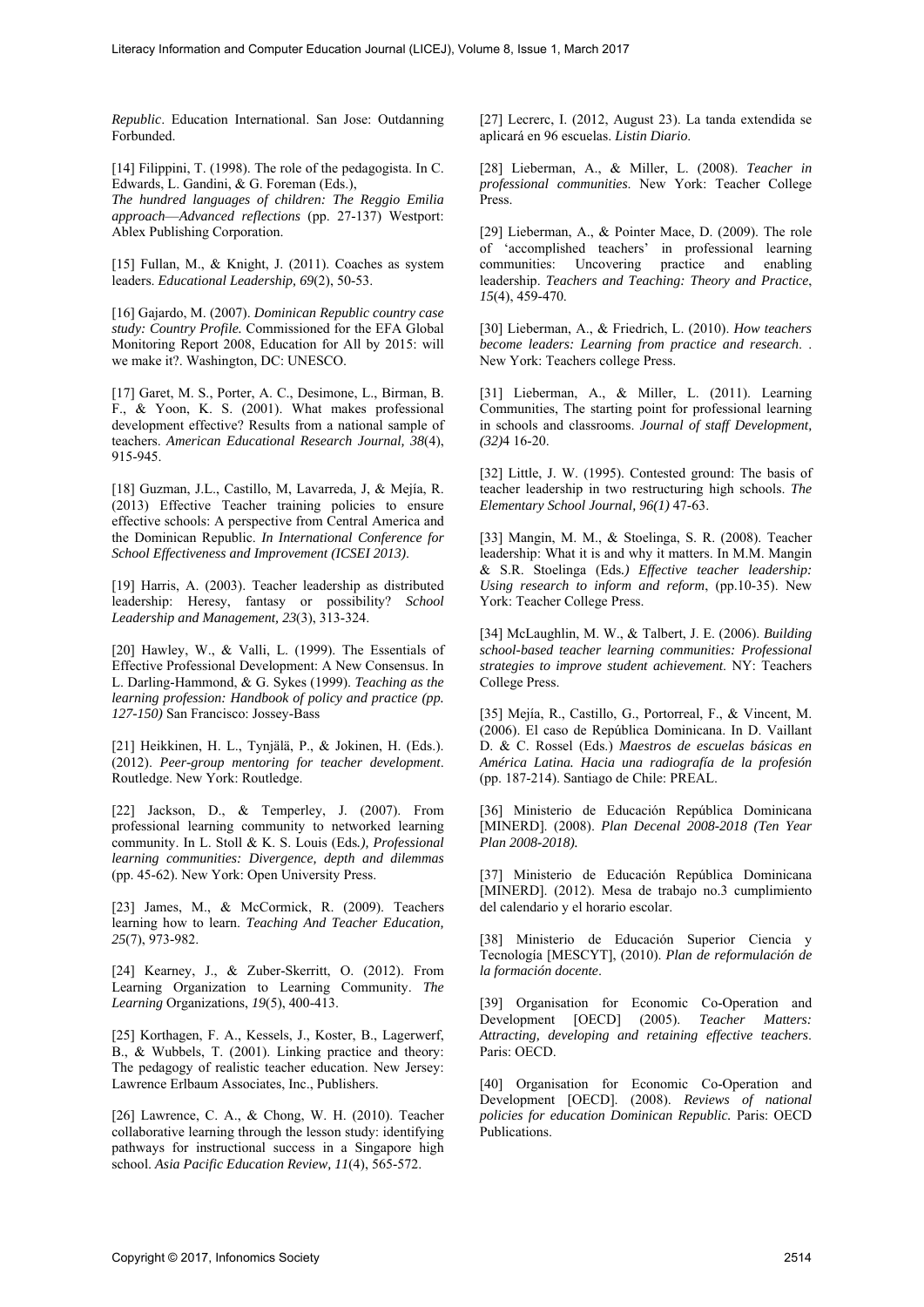*Republic*. Education International. San Jose: Outdanning Forbunded.

[14] Filippini, T. (1998). The role of the pedagogista. In C. Edwards, L. Gandini, & G. Foreman (Eds.), *The hundred languages of children: The Reggio Emilia approach—Advanced reflections* (pp. 27-137) Westport: Ablex Publishing Corporation.

[15] Fullan, M., & Knight, J. (2011). Coaches as system leaders. *Educational Leadership, 69*(2), 50-53.

[16] Gajardo, M. (2007). *Dominican Republic country case study: Country Profile.* Commissioned for the EFA Global Monitoring Report 2008, Education for All by 2015: will we make it?. Washington, DC: UNESCO.

[17] Garet, M. S., Porter, A. C., Desimone, L., Birman, B. F., & Yoon, K. S. (2001). What makes professional development effective? Results from a national sample of teachers. *American Educational Research Journal, 38*(4), 915-945.

[18] Guzman, J.L., Castillo, M, Lavarreda, J, & Mejía, R. (2013) Effective Teacher training policies to ensure effective schools: A perspective from Central America and the Dominican Republic. *In International Conference for School Effectiveness and Improvement (ICSEI 2013)*.

[19] Harris, A. (2003). Teacher leadership as distributed leadership: Heresy, fantasy or possibility? *School Leadership and Management, 23*(3), 313-324.

[20] Hawley, W., & Valli, L. (1999). The Essentials of Effective Professional Development: A New Consensus. In L. Darling-Hammond, & G. Sykes (1999). *Teaching as the learning profession: Handbook of policy and practice (pp. 127-150)* San Francisco: Jossey-Bass

[21] Heikkinen, H. L., Tynjälä, P., & Jokinen, H. (Eds.). (2012). *Peer-group mentoring for teacher development*. Routledge. New York: Routledge.

[22] Jackson, D., & Temperley, J. (2007). From professional learning community to networked learning community. In L. Stoll & K. S. Louis (Eds*.), Professional learning communities: Divergence, depth and dilemmas* (pp. 45-62). New York: Open University Press.

[23] James, M., & McCormick, R. (2009). Teachers learning how to learn. *Teaching And Teacher Education, 25*(7), 973-982.

[24] Kearney, J., & Zuber-Skerritt, O. (2012). From Learning Organization to Learning Community. *The Learning* Organizations, *19*(5), 400-413.

[25] Korthagen, F. A., Kessels, J., Koster, B., Lagerwerf, B., & Wubbels, T. (2001). Linking practice and theory: The pedagogy of realistic teacher education. New Jersey: Lawrence Erlbaum Associates, Inc., Publishers.

[26] Lawrence, C. A., & Chong, W. H. (2010). Teacher collaborative learning through the lesson study: identifying pathways for instructional success in a Singapore high school. *Asia Pacific Education Review, 11*(4), 565-572.

[27] Lecrerc, I. (2012, August 23). La tanda extendida se aplicará en 96 escuelas. *Listin Diario.*

[28] Lieberman, A., & Miller, L. (2008). *Teacher in professional communities*. New York: Teacher College Press.

[29] Lieberman, A., & Pointer Mace, D. (2009). The role of 'accomplished teachers' in professional learning communities: Uncovering practice and enabling leadership. *Teachers and Teaching: Theory and Practice*, *15*(4), 459-470.

[30] Lieberman, A., & Friedrich, L. (2010). *How teachers become leaders: Learning from practice and research*. . New York: Teachers college Press.

[31] Lieberman, A., & Miller, L. (2011). Learning Communities, The starting point for professional learning in schools and classrooms. *Journal of staff Development, (32)*4 16-20.

[32] Little, J. W. (1995). Contested ground: The basis of teacher leadership in two restructuring high schools. *The Elementary School Journal, 96(1)* 47-63.

[33] Mangin, M. M., & Stoelinga, S. R. (2008). Teacher leadership: What it is and why it matters. In M.M. Mangin & S.R. Stoelinga (Eds*.) Effective teacher leadership: Using research to inform and reform*, (pp.10-35). New York: Teacher College Press.

[34] McLaughlin, M. W., & Talbert, J. E. (2006). *Building school-based teacher learning communities: Professional strategies to improve student achievement*. NY: Teachers College Press.

[35] Mejía, R., Castillo, G., Portorreal, F., & Vincent, M. (2006). El caso de República Dominicana. In D. Vaillant D. & C. Rossel (Eds.) *Maestros de escuelas básicas en América Latina. Hacia una radiografía de la profesión* (pp. 187-214). Santiago de Chile: PREAL.

[36] Ministerio de Educación República Dominicana [MINERD]. (2008). *Plan Decenal 2008-2018 (Ten Year Plan 2008-2018).*

[37] Ministerio de Educación República Dominicana [MINERD]. (2012). Mesa de trabajo no.3 cumplimiento del calendario y el horario escolar.

[38] Ministerio de Educación Superior Ciencia y Tecnología [MESCYT], (2010). *Plan de reformulación de la formación docente*.

[39] Organisation for Economic Co-Operation and Development [OECD] (2005). *Teacher Matters: Attracting, developing and retaining effective teachers*. Paris: OECD.

[40] Organisation for Economic Co-Operation and Development [OECD]. (2008). *Reviews of national policies for education Dominican Republic.* Paris: OECD Publications.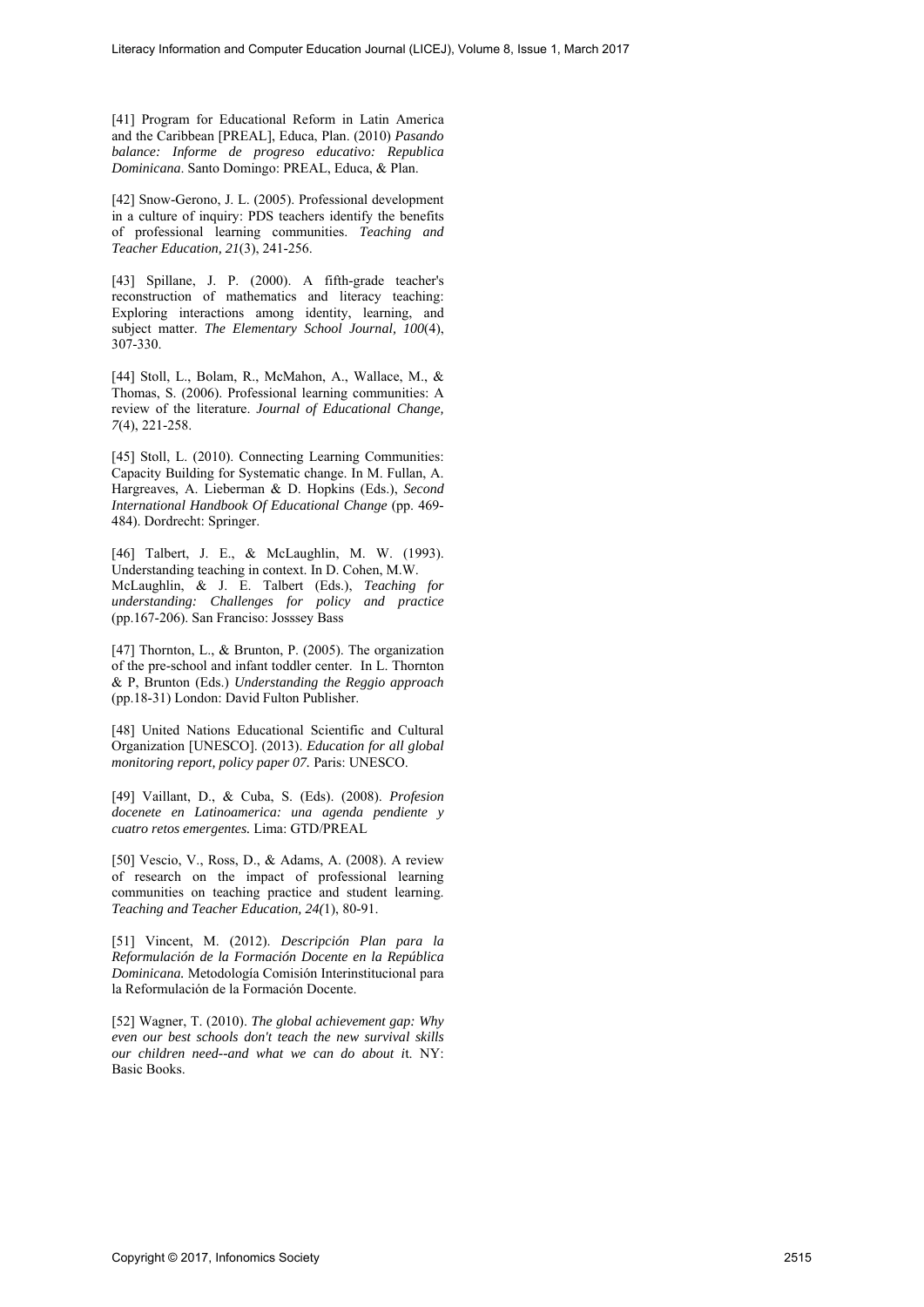[41] Program for Educational Reform in Latin America and the Caribbean [PREAL], Educa, Plan. (2010) *Pasando balance: Informe de progreso educativo: Republica Dominicana*. Santo Domingo: PREAL, Educa, & Plan.

[42] Snow-Gerono, J. L. (2005). Professional development in a culture of inquiry: PDS teachers identify the benefits of professional learning communities. *Teaching and Teacher Education, 21*(3), 241-256.

[43] Spillane, J. P. (2000). A fifth-grade teacher's reconstruction of mathematics and literacy teaching: Exploring interactions among identity, learning, and subject matter. *The Elementary School Journal, 100*(4), 307-330.

[44] Stoll, L., Bolam, R., McMahon, A., Wallace, M., & Thomas, S. (2006). Professional learning communities: A review of the literature. *Journal of Educational Change, 7*(4), 221-258.

[45] Stoll, L. (2010). Connecting Learning Communities: Capacity Building for Systematic change. In M. Fullan, A. Hargreaves, A. Lieberman & D. Hopkins (Eds.), *Second International Handbook Of Educational Change* (pp. 469-484). Dordrecht: Springer.

[46] Talbert, J. E., & McLaughlin, M. W. (1993). Understanding teaching in context. In D. Cohen, M.W. McLaughlin, & J. E. Talbert (Eds.), *Teaching for understanding: Challenges for policy and practice* (pp.167-206). San Franciso: Josssey Bass

[47] Thornton, L., & Brunton, P. (2005). The organization of the pre-school and infant toddler center. In L. Thornton & P, Brunton (Eds.) *Understanding the Reggio approach* (pp.18-31) London: David Fulton Publisher.

[48] United Nations Educational Scientific and Cultural Organization [UNESCO]. (2013). *Education for all global monitoring report, policy paper 07.* Paris: UNESCO.

[49] Vaillant, D., & Cuba, S. (Eds). (2008). *Profesion docenete en Latinoamerica: una agenda pendiente y cuatro retos emergentes.* Lima: GTD/PREAL

[50] Vescio, V., Ross, D., & Adams, A. (2008). A review of research on the impact of professional learning communities on teaching practice and student learning. *Teaching and Teacher Education, 24(*1), 80-91.

[51] Vincent, M. (2012). *Descripción Plan para la Reformulación de la Formación Docente en la República Dominicana.* Metodología Comisión Interinstitucional para la Reformulación de la Formación Docente.

[52] Wagner, T. (2010). *The global achievement gap: Why even our best schools don't teach the new survival skills our children need--and what we can do about i*t. NY: Basic Books.